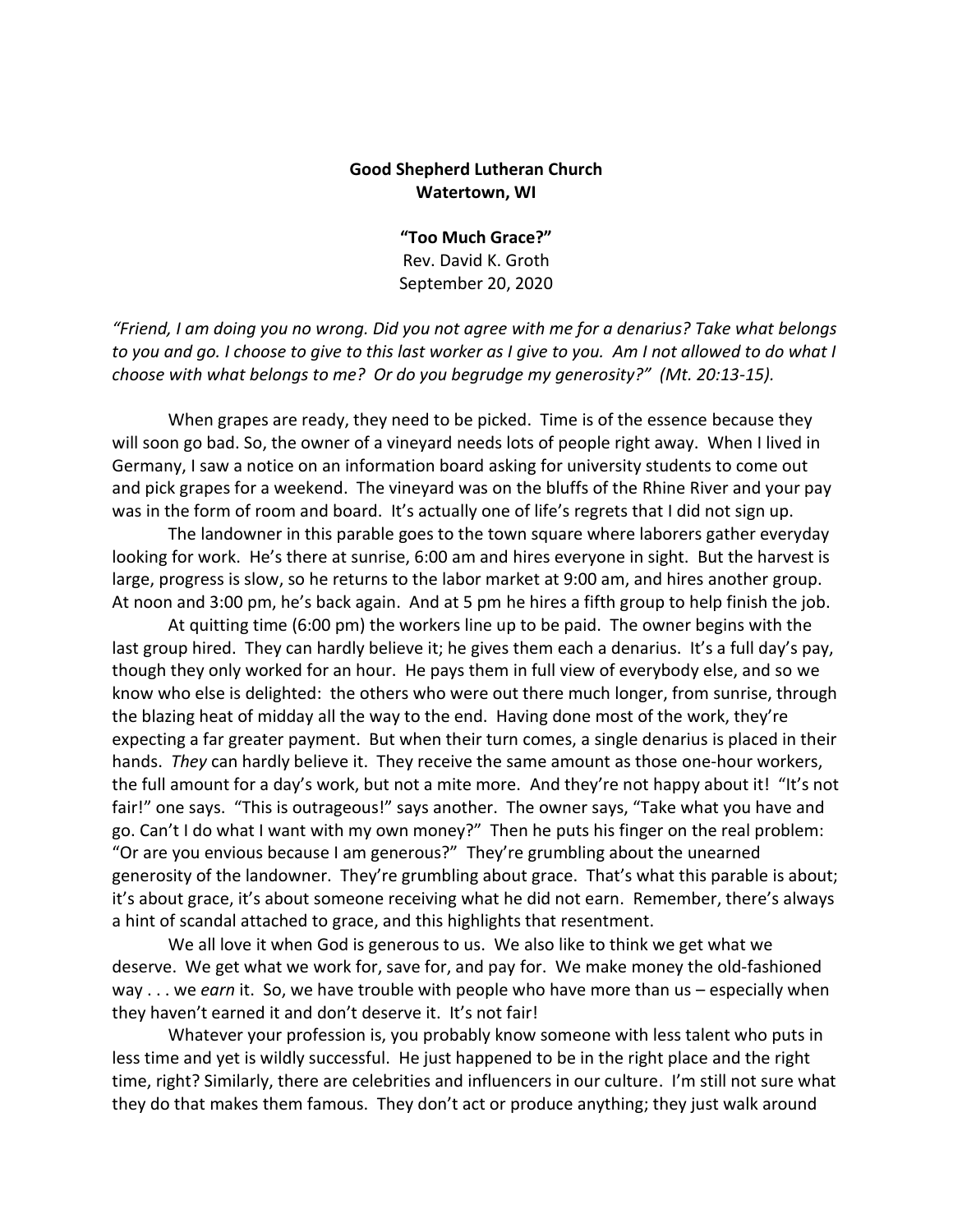**Good Shepherd Lutheran Church**
**Watertown, WI**

**"Too Much Grace?"**
Rev. David K. Groth
September 20, 2020

*"Friend, I am doing you no wrong. Did you not agree with me for a denarius? Take what belongs to you and go. I choose to give to this last worker as I give to you. Am I not allowed to do what I choose with what belongs to me? Or do you begrudge my generosity?" (Mt. 20:13-15).*

When grapes are ready, they need to be picked. Time is of the essence because they will soon go bad. So, the owner of a vineyard needs lots of people right away. When I lived in Germany, I saw a notice on an information board asking for university students to come out and pick grapes for a weekend. The vineyard was on the bluffs of the Rhine River and your pay was in the form of room and board. It's actually one of life's regrets that I did not sign up.

The landowner in this parable goes to the town square where laborers gather everyday looking for work. He's there at sunrise, 6:00 am and hires everyone in sight. But the harvest is large, progress is slow, so he returns to the labor market at 9:00 am, and hires another group. At noon and 3:00 pm, he's back again. And at 5 pm he hires a fifth group to help finish the job.

At quitting time (6:00 pm) the workers line up to be paid. The owner begins with the last group hired. They can hardly believe it; he gives them each a denarius. It's a full day's pay, though they only worked for an hour. He pays them in full view of everybody else, and so we know who else is delighted: the others who were out there much longer, from sunrise, through the blazing heat of midday all the way to the end. Having done most of the work, they're expecting a far greater payment. But when their turn comes, a single denarius is placed in their hands. *They* can hardly believe it. They receive the same amount as those one-hour workers, the full amount for a day's work, but not a mite more. And they're not happy about it! "It's not fair!" one says. "This is outrageous!" says another. The owner says, "Take what you have and go. Can't I do what I want with my own money?" Then he puts his finger on the real problem: "Or are you envious because I am generous?" They're grumbling about the unearned generosity of the landowner. They're grumbling about grace. That's what this parable is about; it's about grace, it's about someone receiving what he did not earn. Remember, there's always a hint of scandal attached to grace, and this highlights that resentment.

We all love it when God is generous to us. We also like to think we get what we deserve. We get what we work for, save for, and pay for. We make money the old-fashioned way . . . we *earn* it. So, we have trouble with people who have more than us – especially when they haven't earned it and don't deserve it. It's not fair!

Whatever your profession is, you probably know someone with less talent who puts in less time and yet is wildly successful. He just happened to be in the right place and the right time, right? Similarly, there are celebrities and influencers in our culture. I'm still not sure what they do that makes them famous. They don't act or produce anything; they just walk around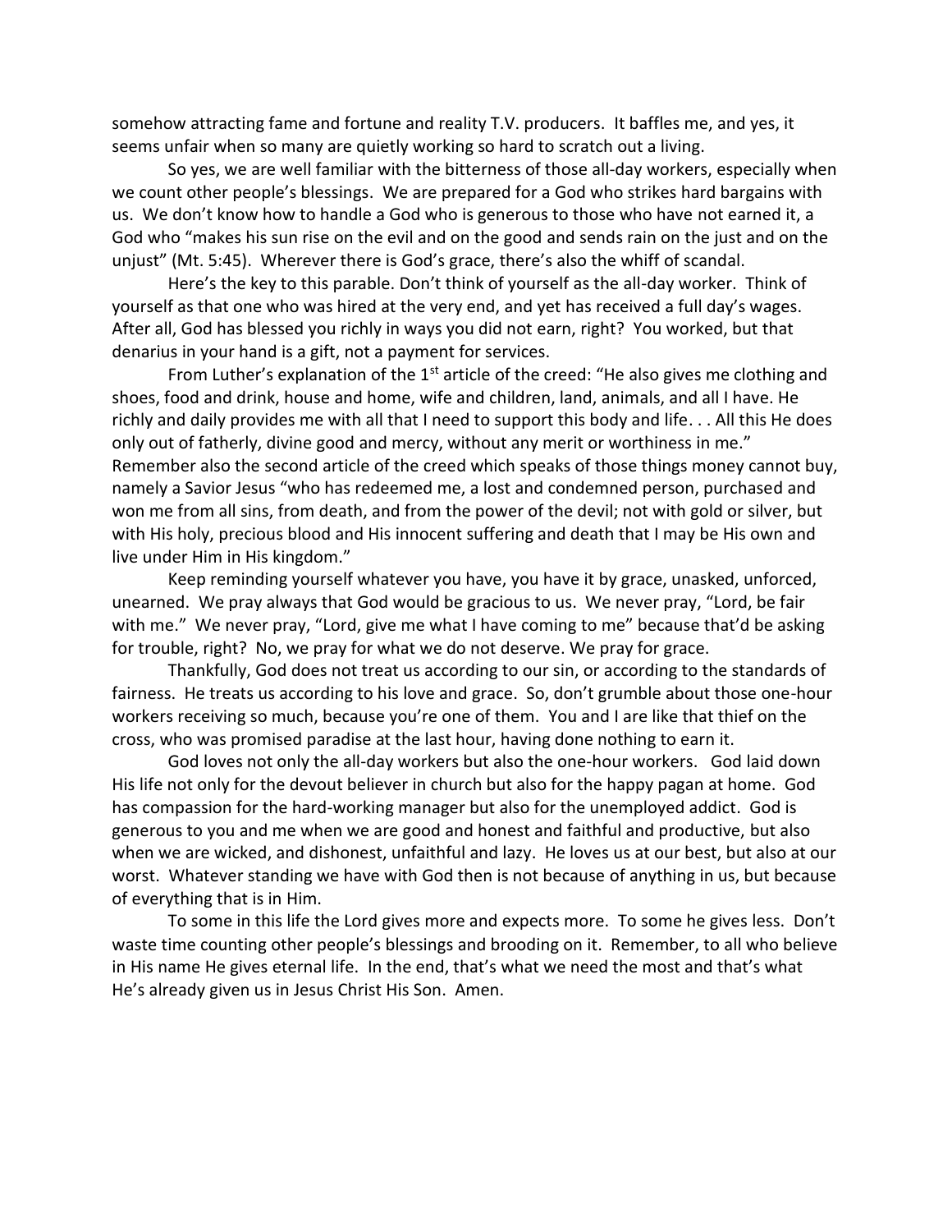somehow attracting fame and fortune and reality T.V. producers. It baffles me, and yes, it seems unfair when so many are quietly working so hard to scratch out a living.

So yes, we are well familiar with the bitterness of those all-day workers, especially when we count other people's blessings. We are prepared for a God who strikes hard bargains with us. We don't know how to handle a God who is generous to those who have not earned it, a God who "makes his sun rise on the evil and on the good and sends rain on the just and on the unjust" (Mt. 5:45). Wherever there is God's grace, there's also the whiff of scandal.

Here's the key to this parable. Don't think of yourself as the all-day worker. Think of yourself as that one who was hired at the very end, and yet has received a full day's wages. After all, God has blessed you richly in ways you did not earn, right? You worked, but that denarius in your hand is a gift, not a payment for services.

From Luther's explanation of the 1st article of the creed: "He also gives me clothing and shoes, food and drink, house and home, wife and children, land, animals, and all I have. He richly and daily provides me with all that I need to support this body and life. . . All this He does only out of fatherly, divine good and mercy, without any merit or worthiness in me." Remember also the second article of the creed which speaks of those things money cannot buy, namely a Savior Jesus "who has redeemed me, a lost and condemned person, purchased and won me from all sins, from death, and from the power of the devil; not with gold or silver, but with His holy, precious blood and His innocent suffering and death that I may be His own and live under Him in His kingdom."

Keep reminding yourself whatever you have, you have it by grace, unasked, unforced, unearned. We pray always that God would be gracious to us. We never pray, "Lord, be fair with me." We never pray, "Lord, give me what I have coming to me" because that'd be asking for trouble, right? No, we pray for what we do not deserve. We pray for grace.

Thankfully, God does not treat us according to our sin, or according to the standards of fairness. He treats us according to his love and grace. So, don't grumble about those one-hour workers receiving so much, because you're one of them. You and I are like that thief on the cross, who was promised paradise at the last hour, having done nothing to earn it.

God loves not only the all-day workers but also the one-hour workers. God laid down His life not only for the devout believer in church but also for the happy pagan at home. God has compassion for the hard-working manager but also for the unemployed addict. God is generous to you and me when we are good and honest and faithful and productive, but also when we are wicked, and dishonest, unfaithful and lazy. He loves us at our best, but also at our worst. Whatever standing we have with God then is not because of anything in us, but because of everything that is in Him.

To some in this life the Lord gives more and expects more. To some he gives less. Don't waste time counting other people's blessings and brooding on it. Remember, to all who believe in His name He gives eternal life. In the end, that's what we need the most and that's what He's already given us in Jesus Christ His Son. Amen.